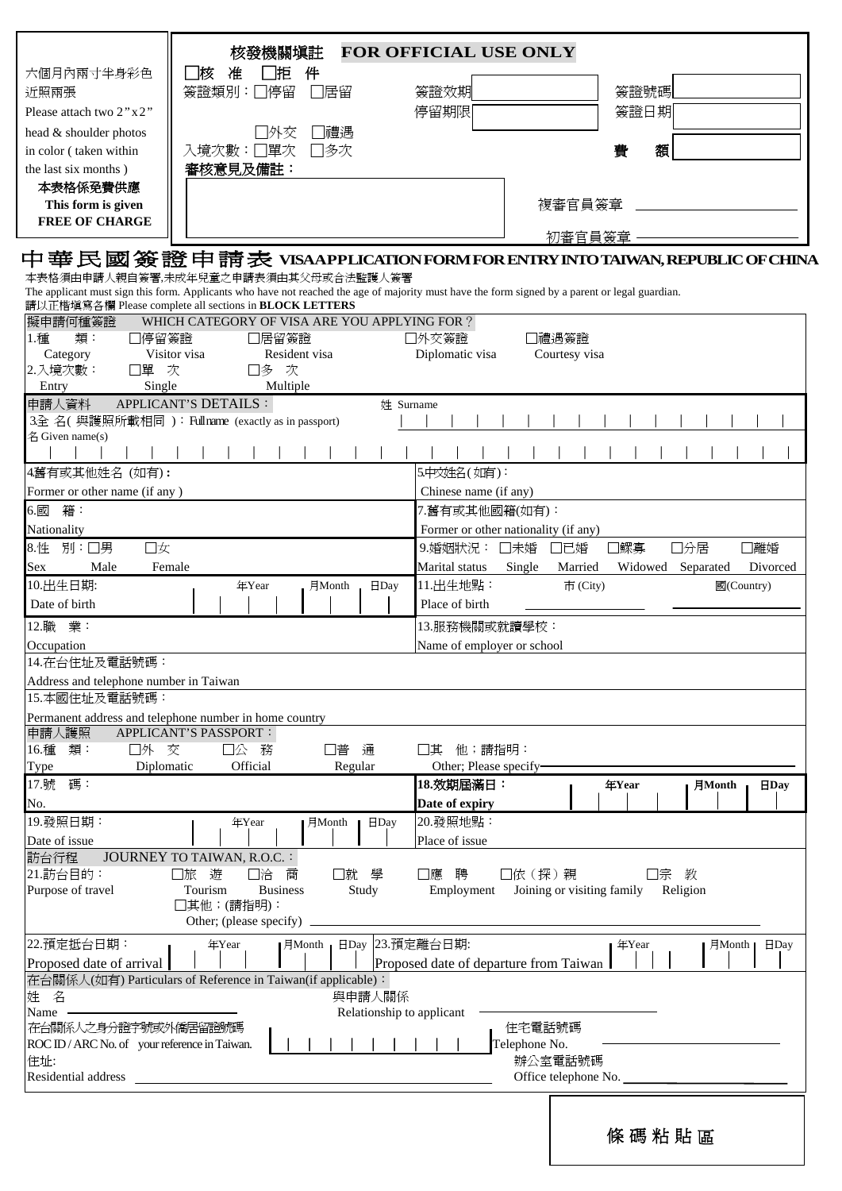六個月內兩寸半身彩色近照兩張
Please attach two 2"x2" head & shoulder photos in color ( taken within the last six months )

**本表格係免費供應**
**This form is given FREE OF CHARGE**

核發機關填註 **FOR OFFICIAL USE ONLY**

| | | | |
|---|---|---|---|
| □核 准 □拒 件 | | | |
| 簽證類別：□停留 □居留 □外交 □禮遇 | 簽證效期 | | 簽證號碼 |
| | 停留期限 | | 簽證日期 |
| 入境次數：□單次 □多次 | | | 費 額 |
| **審核意見及備註：** | | 複審官員簽章 | |
| | | 初審官員簽章 | |

# 中華民國簽證申請表 VISA APPLICATION FORM FOR ENTRY INTO TAIWAN, REPUBLIC OF CHINA

本表格須由申請人親自簽署,未成年兒童之申請表須由其父母或合法監護人簽署
The applicant must sign this form. Applicants who have not reached the age of majority must have the form signed by a parent or legal guardian.
請以正楷填寫各欄 Please complete all sections in **BLOCK LETTERS**

| | |
|---|---|
| **擬申請何種簽證 WHICH CATEGORY OF VISA ARE YOU APPLYING FOR？** | |
| 1.種 類： Category □停留簽證 Visitor visa □居留簽證 Resident visa | □外交簽證 Diplomatic visa □禮遇簽證 Courtesy visa |
| 2.入境次數： Entry □單 次 Single □多 次 Multiple | |
| **申請人資料 APPLICANT'S DETAILS：** | |
| 3.全 名( 與護照所載相同 )：Full name (exactly as in passport) | 姓 Surname |
| 名 Given name(s) | |
| 4.舊有或其他姓名 (如有)： Former or other name (if any ) | 5.中文姓名( 如有)： Chinese name (if any) |
| 6.國 籍： Nationality | 7.舊有或其他國籍(如有)： Former or other nationality (if any) |
| 8.性 別：□男 Male □女 Female / Sex | 9.婚姻狀況： Marital status □未婚 Single □已婚 Married □鰥寡 Widowed □分居 Separated □離婚 Divorced |
| 10.出生日期: Date of birth 年Year 月Month 日Day | 11.出生地點： Place of birth 市 (City) 國(Country) |
| 12.職 業： Occupation | 13.服務機關或就讀學校： Name of employer or school |
| 14.在台住址及電話號碼： Address and telephone number in Taiwan | |
| 15.本國住址及電話號碼： Permanent address and telephone number in home country | |
| **申請人護照 APPLICANT'S PASSPORT：** | |
| 16.種 類： Type □外 交 Diplomatic □公 務 Official □普 通 Regular | □其 他；請指明： Other; Please specify |
| 17.號 碼： No. | **18.效期屆滿日： Date of expiry 年Year 月Month 日Day** |
| 19.發照日期： Date of issue 年Year 月Month 日Day | 20.發照地點： Place of issue |
| **訪台行程 JOURNEY TO TAIWAN, R.O.C.：** | |
| 21.訪台目的： Purpose of travel □旅 遊 Tourism □洽 商 Business □就 學 Study | □應 聘 Employment □依（探）親 Joining or visiting family □宗 教 Religion |
| □其他；(請指明)： Other; (please specify) | |
| 22.預定抵台日期： Proposed date of arrival 年Year 月Month 日Day | 23.預定離台日期: Proposed date of departure from Taiwan 年Year 月Month 日Day |
| **在台關係人(如有) Particulars of Reference in Taiwan(if applicable)：** | |
| 姓 名 Name | 與申請人關係 Relationship to applicant |
| 在台關係人之身分證字號或外僑居留證號碼 ROC ID / ARC No. of your reference in Taiwan. | 住宅電話號碼 Telephone No. |
| 住址: Residential address | 辦公室電話號碼 Office telephone No. |

條碼粘貼區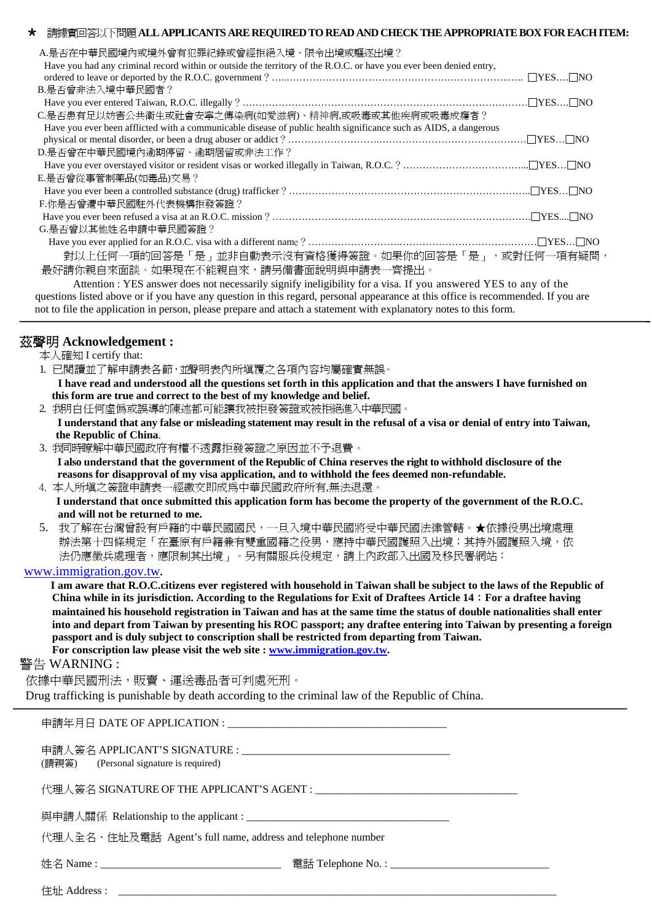**\* 請據實回答以下問題 ALL APPLICANTS ARE REQUIRED TO READ AND CHECK THE APPROPRIATE BOX FOR EACH ITEM:**

A.是否在中華民國境內或境外曾有犯罪紀錄或曾經拒絕入境、限令出境或驅逐出境？
Have you had any criminal record within or outside the territory of the R.O.C. or have you ever been denied entry, ordered to leave or deported by the R.O.C. government？……………………………………………………………………… ☐YES….☐NO

B.是否曾非法入境中華民國者？
Have you ever entered Taiwan, R.O.C. illegally？…………………………………………………………………………… ☐YES….☐NO

C.是否患有足以妨害公共衛生或社會安寧之傳染病(如愛滋病)、精神病,或吸毒或其他疾病或吸毒成癮者？
Have you ever been afflicted with a communicable disease of public health significance such as AIDS, a dangerous physical or mental disorder, or been a drug abuser or addict？………………………………………………………… ☐YES…☐NO

D.是否曾在中華民國境內逾期停留、逾期居留或非法工作？
Have you ever overstayed visitor or resident visas or worked illegally in Taiwan, R.O.C.？……………………………… ☐YES…☐NO

E.是否曾從事管制藥品(如毒品)交易？
Have you ever been a controlled substance (drug) trafficker？…………………………………………………………… ☐YES…☐NO

F.你是否曾遭中華民國駐外代表機構拒發簽證？
Have you ever been refused a visa at an R.O.C. mission？……………………………………………………………… ☐YES....☐NO

G.是否曾以其他姓名申請中華民國簽證？
Have you ever applied for an R.O.C. visa with a different name？…………………………………………………… ☐YES…☐NO

對以上任何一項的回答是「是」並非自動表示沒有資格獲得簽證。如果你的回答是「是」，或對任何一項有疑問，最好請你親自來面談。如果現在不能親自來，請另備書面說明與申請表一齊提出。

Attention : YES answer does not necessarily signify ineligibility for a visa. If you answered YES to any of the questions listed above or if you have any question in this regard, personal appearance at this office is recommended. If you are not to file the application in person, please prepare and attach a statement with explanatory notes to this form.

---

## 茲聲明 Acknowledgement :

本人確知 I certify that:

1. 已閱讀並了解申請表各節，並聲明表內所填覆之各項內容均屬確實無誤。
   **I have read and understood all the questions set forth in this application and that the answers I have furnished on this form are true and correct to the best of my knowledge and belief.**
2. 我明白任何虛偽或誤導的陳述都可能讓我被拒發簽證或被拒絕進入中華民國。
   **I understand that any false or misleading statement may result in the refusal of a visa or denial of entry into Taiwan, the Republic of China**.
3. 我同時瞭解中華民國政府有權不透露拒發簽證之原因並不予退費。
   **I also understand that the government of the Republic of China reserves the right to withhold disclosure of the reasons for disapproval of my visa application, and to withhold the fees deemed non-refundable.**
4. 本人所填之簽證申請表一經繳交即成為中華民國政府所有,無法退還。
   **I understand that once submitted this application form has become the property of the government of the R.O.C. and will not be returned to me.**
5. 我了解在台灣曾設有戶籍的中華民國國民，一旦入境中華民國將受中華民國法律管轄。★依據役男出境處理辦法第十四條規定「在臺原有戶籍兼有雙重國籍之役男，應持中華民國護照入出境；其持外國護照入境，依法仍應徵兵處理者，應限制其出境」。另有關服兵役規定，請上內政部入出國及移民署網站：www.immigration.gov.tw.
   **I am aware that R.O.C.citizens ever registered with household in Taiwan shall be subject to the laws of the Republic of China while in its jurisdiction. According to the Regulations for Exit of Draftees Article 14：For a draftee having maintained his household registration in Taiwan and has at the same time the status of double nationalities shall enter into and depart from Taiwan by presenting his ROC passport; any draftee entering into Taiwan by presenting a foreign passport and is duly subject to conscription shall be restricted from departing from Taiwan.**
   **For conscription law please visit the web site : www.immigration.gov.tw.**

警告 WARNING :

依據中華民國刑法，販賣、運送毒品者可判處死刑。

Drug trafficking is punishable by death according to the criminal law of the Republic of China.

---

申請年月日 DATE OF APPLICATION : ____________________________________

申請人簽名 APPLICANT'S SIGNATURE : ____________________________________
(請親簽)　(Personal signature is required)

代理人簽名 SIGNATURE OF THE APPLICANT'S AGENT : ____________________________________

與申請人關係 Relationship to the applicant : ____________________________________

代理人全名、住址及電話 Agent's full name, address and telephone number

姓名 Name : ____________________________　電話 Telephone No. : ____________________________

住址 Address : ____________________________________________________________________________